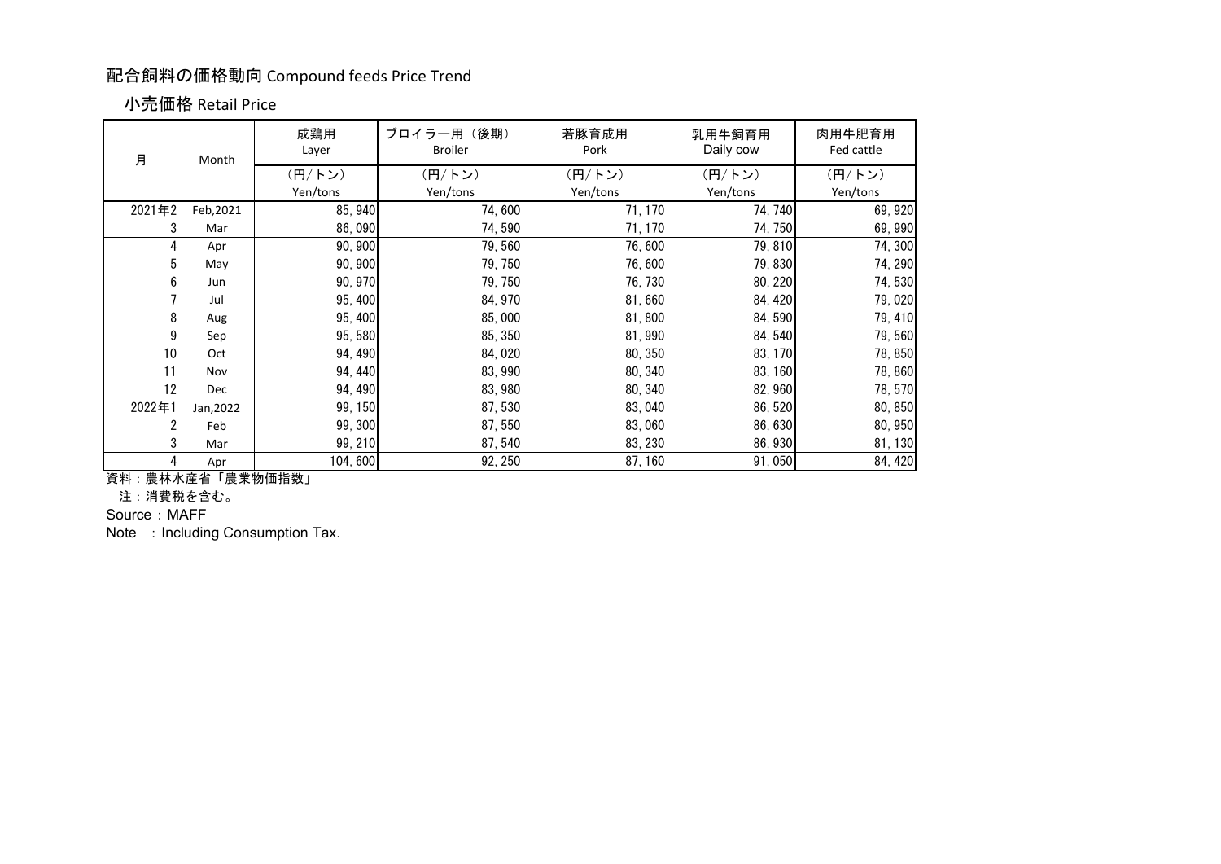# 配合飼料の価格動向 Compound feeds Price Trend

## 小売価格 Retail Price

| 月 | Month | 成鶏用 Layer | ブロイラー用（後期） Broiler | 若豚育成用 Pork | 乳用牛飼育用 Daily cow | 肉用牛肥育用 Fed cattle |
|---|---|---|---|---|---|---|
| | | (円/トン) Yen/tons | (円/トン) Yen/tons | (円/トン) Yen/tons | (円/トン) Yen/tons | (円/トン) Yen/tons |
| 2021年2 | Feb,2021 | 85, 940 | 74, 600 | 71, 170 | 74, 740 | 69, 920 |
| 3 | Mar | 86, 090 | 74, 590 | 71, 170 | 74, 750 | 69, 990 |
| 4 | Apr | 90, 900 | 79, 560 | 76, 600 | 79, 810 | 74, 300 |
| 5 | May | 90, 900 | 79, 750 | 76, 600 | 79, 830 | 74, 290 |
| 6 | Jun | 90, 970 | 79, 750 | 76, 730 | 80, 220 | 74, 530 |
| 7 | Jul | 95, 400 | 84, 970 | 81, 660 | 84, 420 | 79, 020 |
| 8 | Aug | 95, 400 | 85, 000 | 81, 800 | 84, 590 | 79, 410 |
| 9 | Sep | 95, 580 | 85, 350 | 81, 990 | 84, 540 | 79, 560 |
| 10 | Oct | 94, 490 | 84, 020 | 80, 350 | 83, 170 | 78, 850 |
| 11 | Nov | 94, 440 | 83, 990 | 80, 340 | 83, 160 | 78, 860 |
| 12 | Dec | 94, 490 | 83, 980 | 80, 340 | 82, 960 | 78, 570 |
| 2022年1 | Jan,2022 | 99, 150 | 87, 530 | 83, 040 | 86, 520 | 80, 850 |
| 2 | Feb | 99, 300 | 87, 550 | 83, 060 | 86, 630 | 80, 950 |
| 3 | Mar | 99, 210 | 87, 540 | 83, 230 | 86, 930 | 81, 130 |
| 4 | Apr | 104, 600 | 92, 250 | 87, 160 | 91, 050 | 84, 420 |

資料：農林水産省「農業物価指数」

注：消費税を含む。

Source：MAFF

Note ：Including Consumption Tax.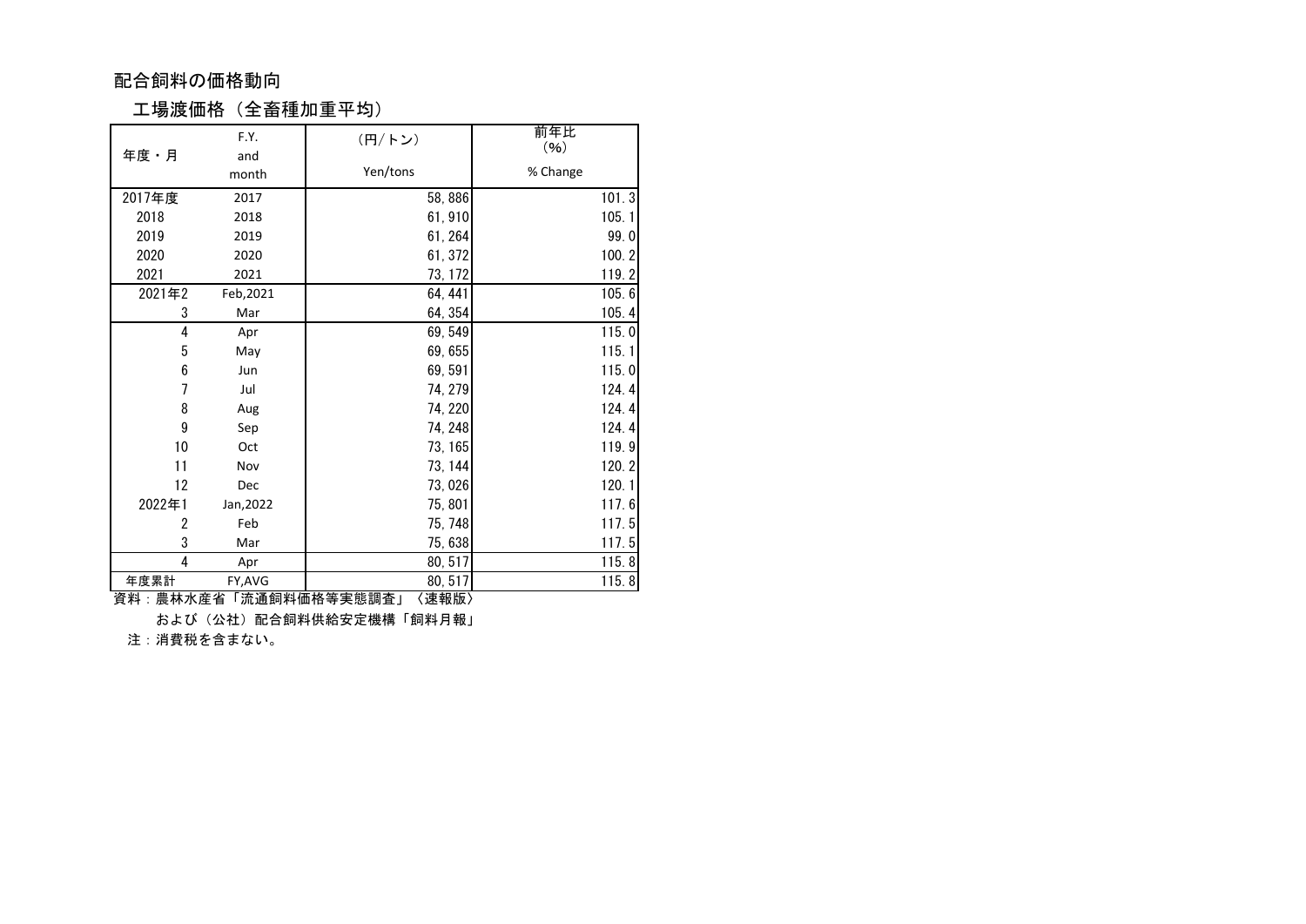# 配合飼料の価格動向

## 工場渡価格（全畜種加重平均）

| 年度・月 | F.Y. and month | （円/トン） Yen/tons | 前年比 （%） % Change |
|---|---|---|---|
| 2017年度 | 2017 | 58, 886 | 101. 3 |
| 2018 | 2018 | 61, 910 | 105. 1 |
| 2019 | 2019 | 61, 264 | 99. 0 |
| 2020 | 2020 | 61, 372 | 100. 2 |
| 2021 | 2021 | 73, 172 | 119. 2 |
| 2021年2 | Feb,2021 | 64, 441 | 105. 6 |
| 3 | Mar | 64, 354 | 105. 4 |
| 4 | Apr | 69, 549 | 115. 0 |
| 5 | May | 69, 655 | 115. 1 |
| 6 | Jun | 69, 591 | 115. 0 |
| 7 | Jul | 74, 279 | 124. 4 |
| 8 | Aug | 74, 220 | 124. 4 |
| 9 | Sep | 74, 248 | 124. 4 |
| 10 | Oct | 73, 165 | 119. 9 |
| 11 | Nov | 73, 144 | 120. 2 |
| 12 | Dec | 73, 026 | 120. 1 |
| 2022年1 | Jan,2022 | 75, 801 | 117. 6 |
| 2 | Feb | 75, 748 | 117. 5 |
| 3 | Mar | 75, 638 | 117. 5 |
| 4 | Apr | 80, 517 | 115. 8 |
| 年度累計 | FY,AVG | 80, 517 | 115. 8 |

資料：農林水産省「流通飼料価格等実態調査」〈速報版〉

　　　および（公社）配合飼料供給安定機構「飼料月報」

注：消費税を含まない。